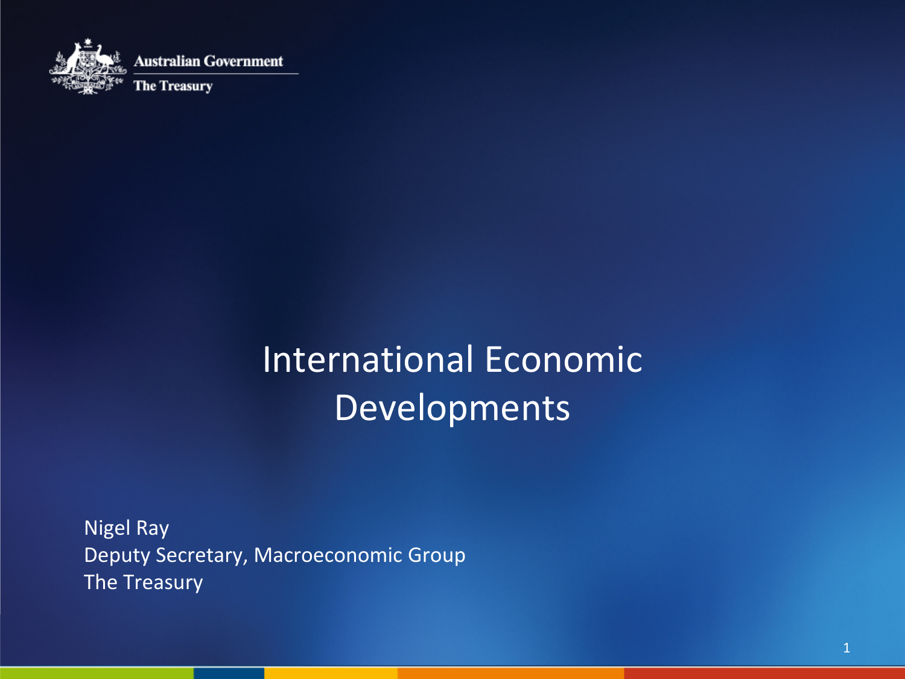Australian Government

The Treasury

# International Economic Developments

Nigel Ray
Deputy Secretary, Macroeconomic Group
The Treasury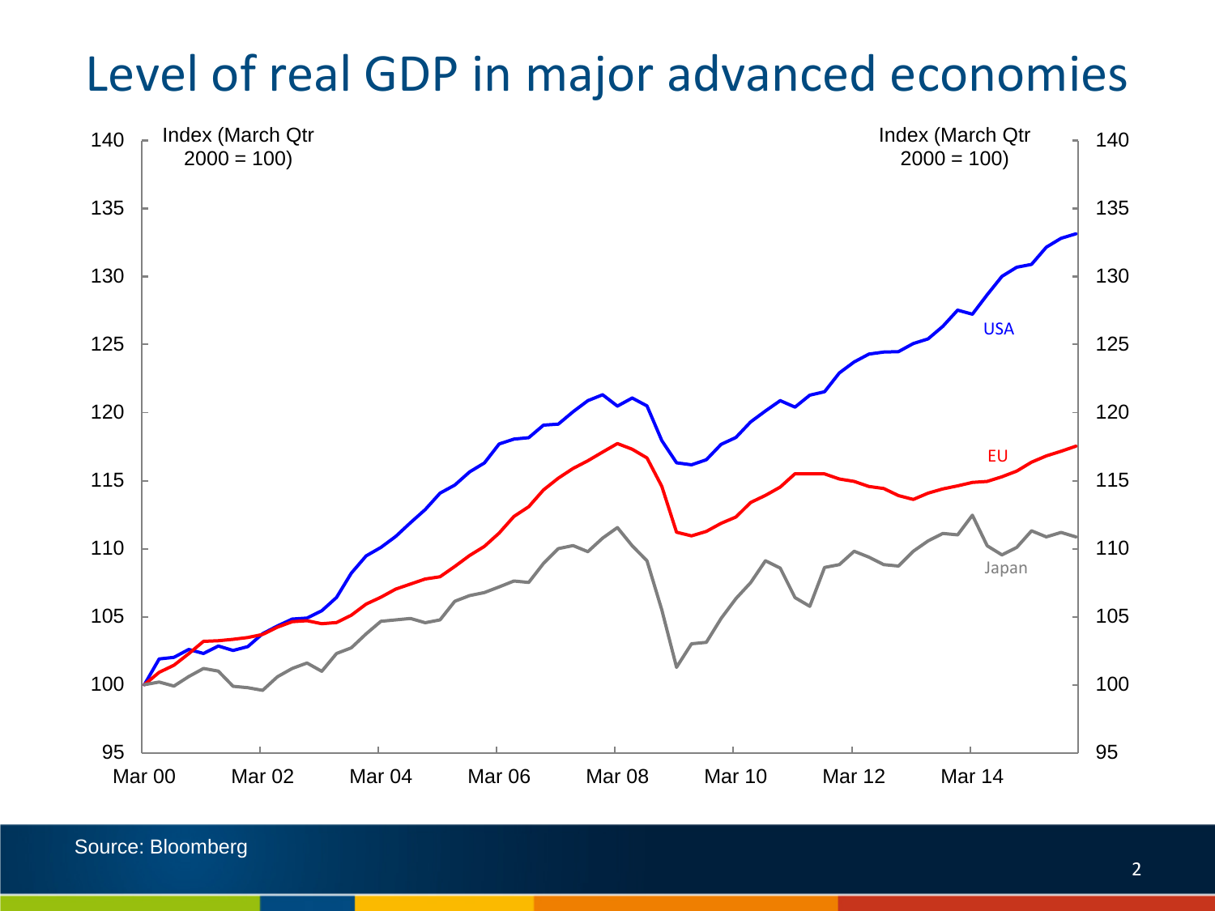# Level of real GDP in major advanced economies

Index (March Qtr 2000 = 100)

USA

EU

Japan

Source: Bloomberg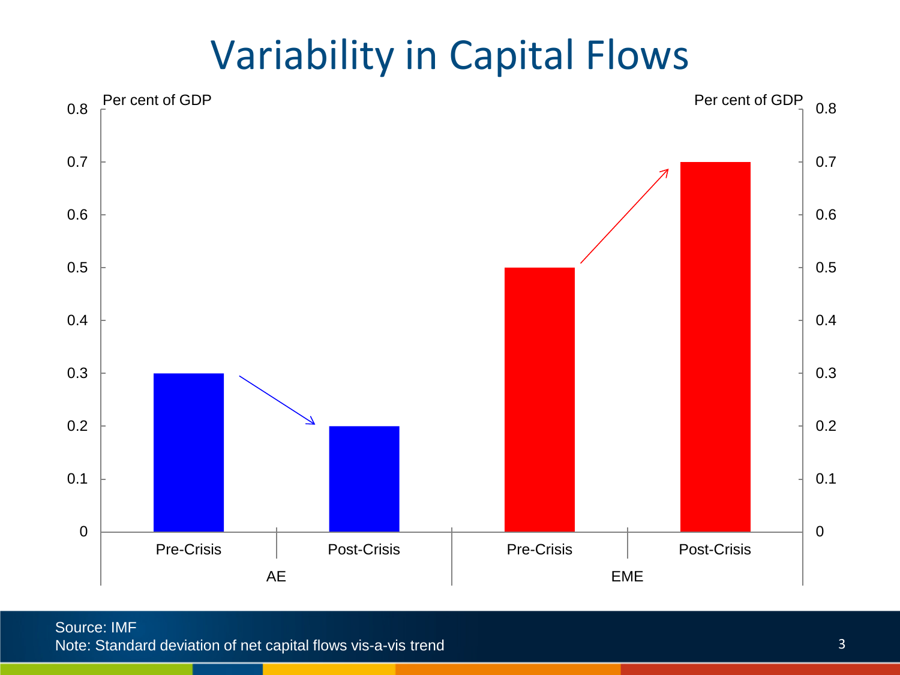# Variability in Capital Flows

| | | Per cent of GDP |
|---|---|---|
| AE | Pre-Crisis | 0.3 |
| AE | Post-Crisis | 0.2 |
| EME | Pre-Crisis | 0.5 |
| EME | Post-Crisis | 0.7 |

Source: IMF

Note: Standard deviation of net capital flows vis-a-vis trend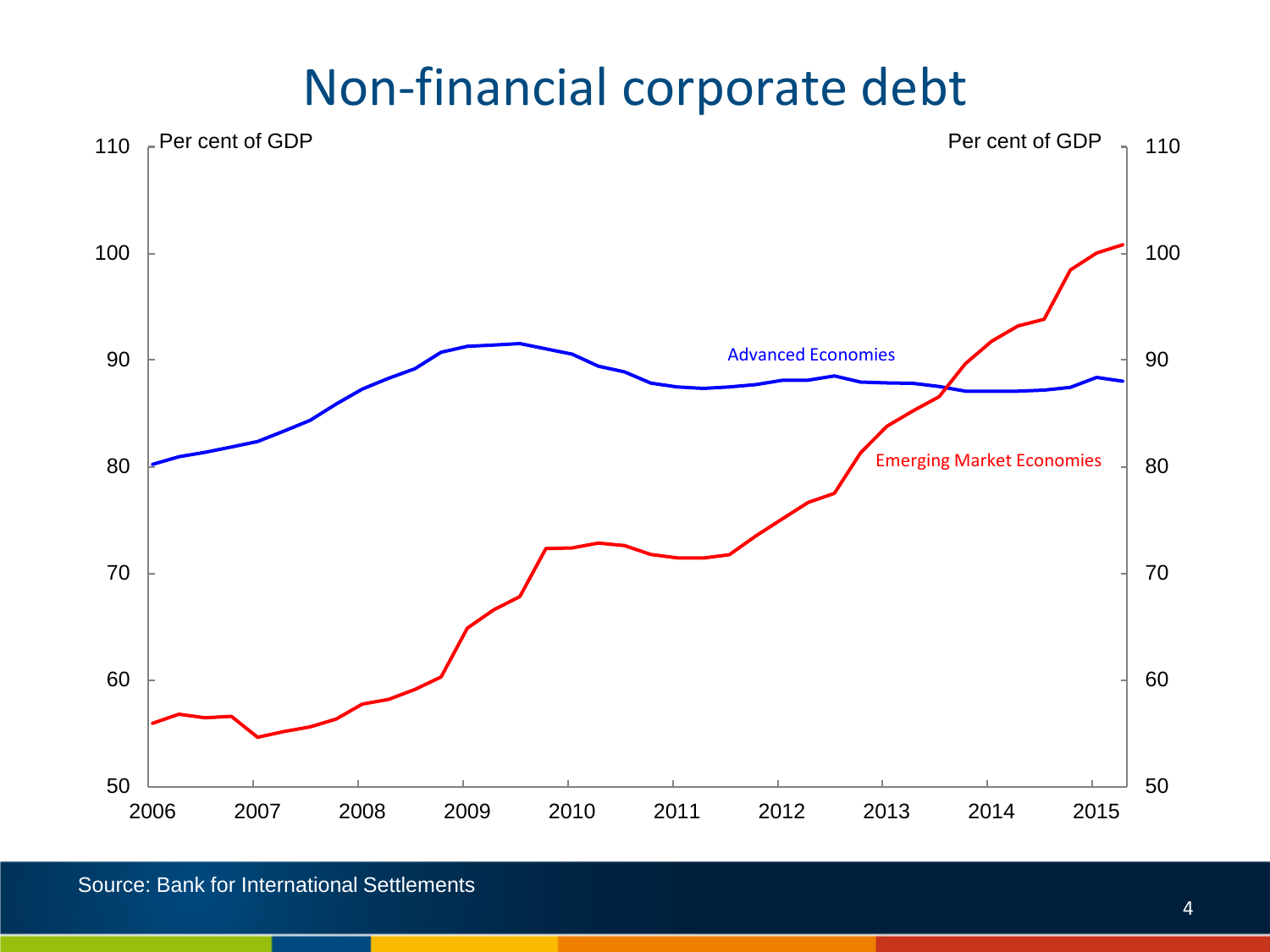# Non-financial corporate debt

Per cent of GDP

Advanced Economies

Emerging Market Economies

Source: Bank for International Settlements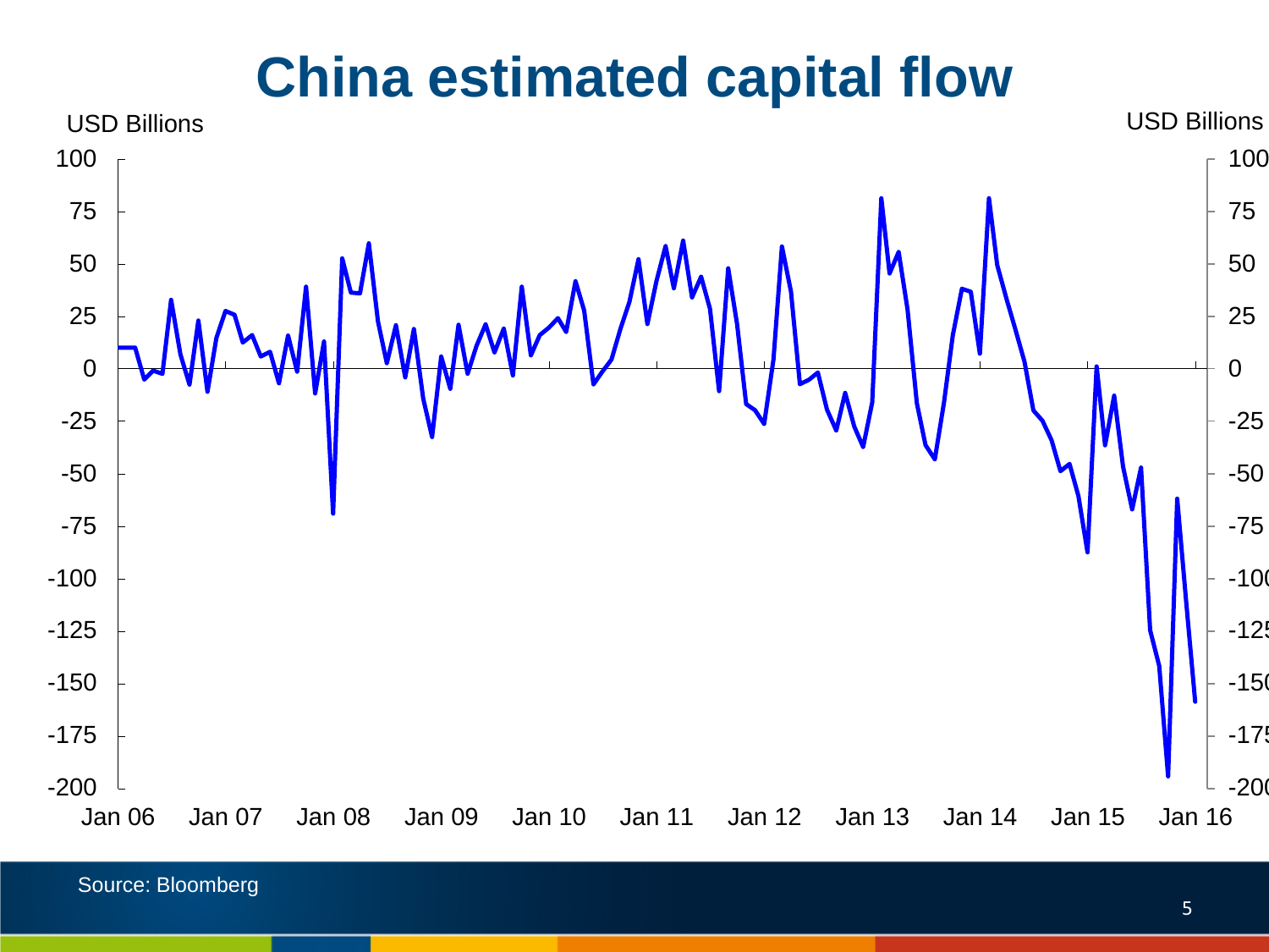# China estimated capital flow

USD Billions

Source: Bloomberg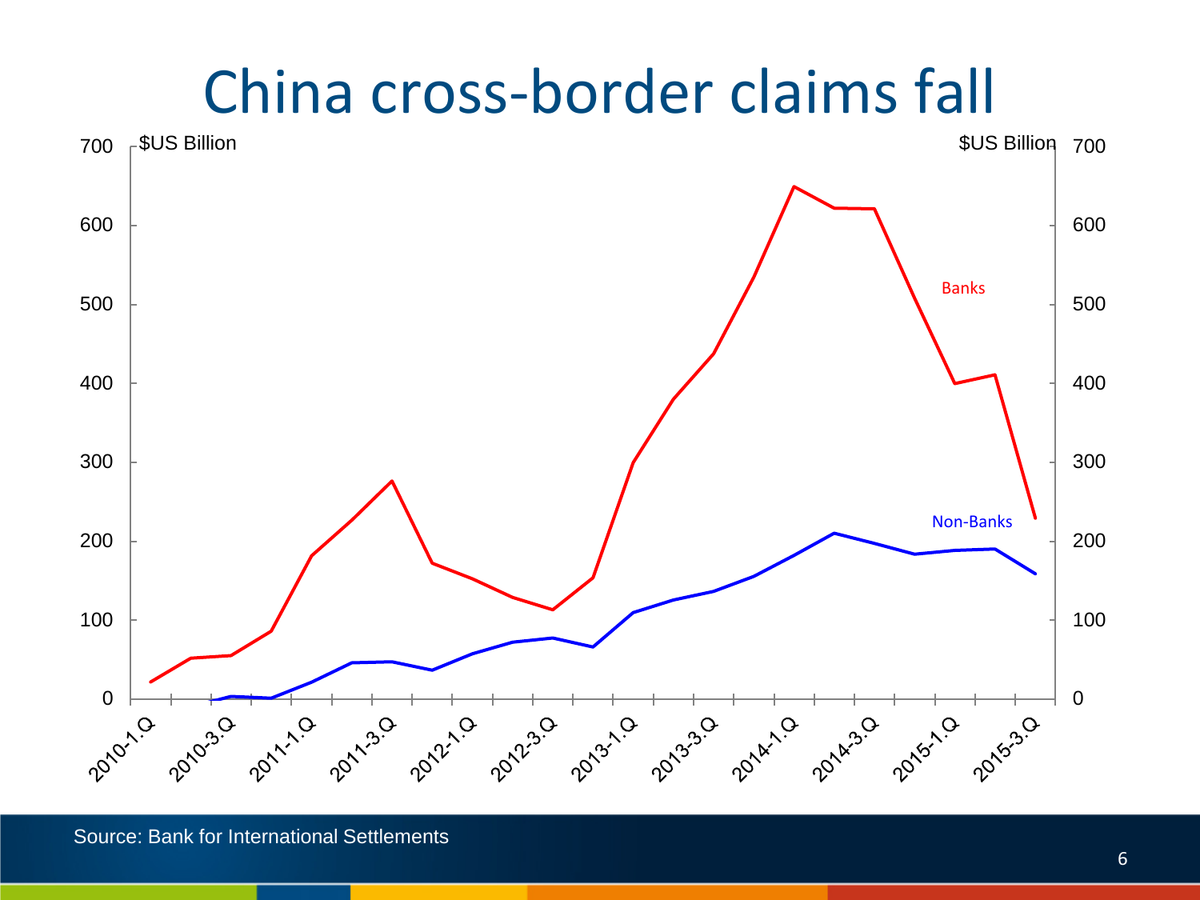# China cross-border claims fall

$US Billion

Banks

Non-Banks

Source: Bank for International Settlements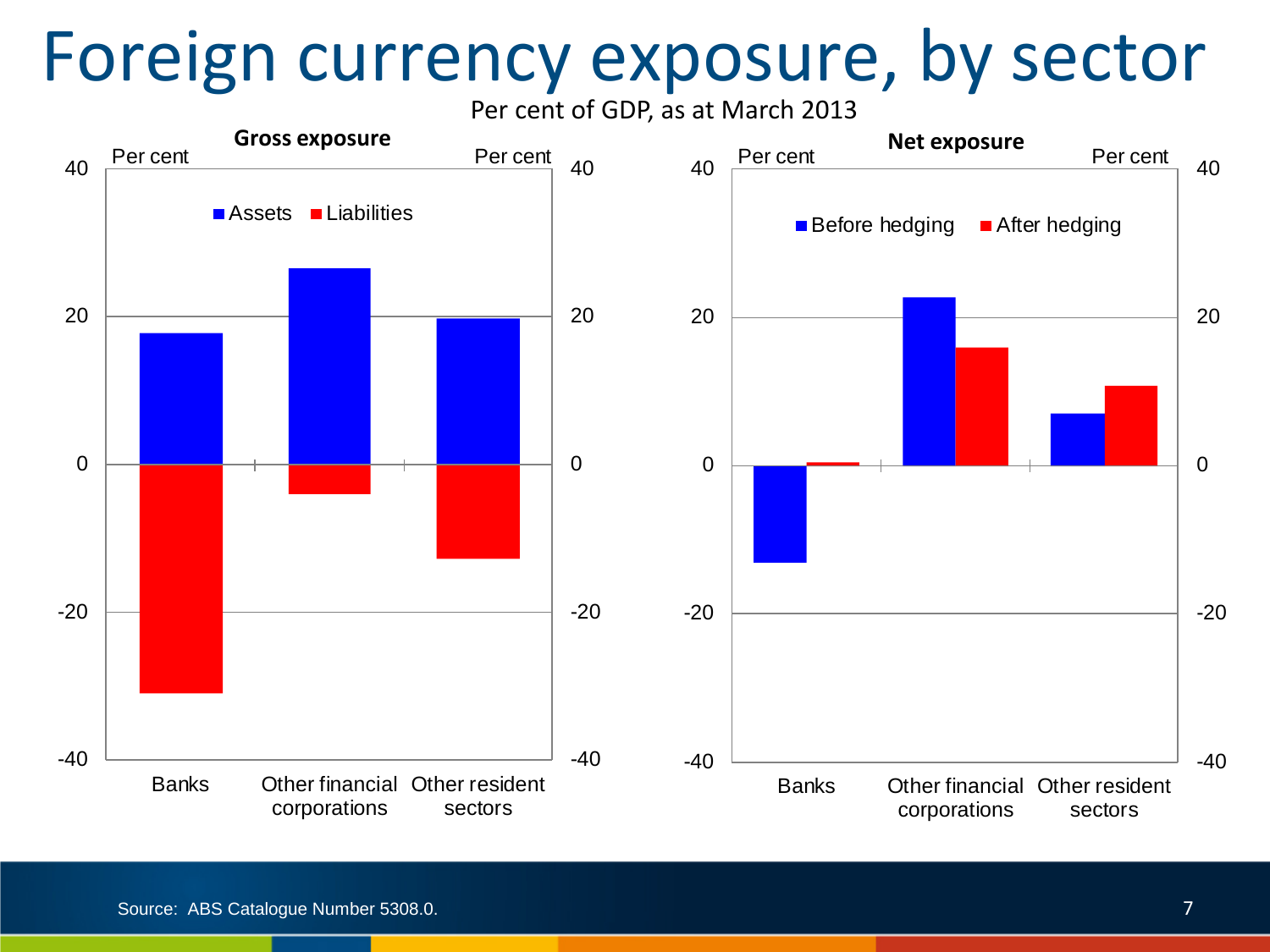# Foreign currency exposure, by sector

Per cent of GDP, as at March 2013

**Gross exposure**

Per cent | Per cent

Assets | Liabilities

40, 20, 0, -20, -40

Banks | Other financial corporations | Other resident sectors

**Net exposure**

Per cent | Per cent

Before hedging | After hedging

40, 20, 0, -20, -40

Banks | Other financial corporations | Other resident sectors

Source: ABS Catalogue Number 5308.0.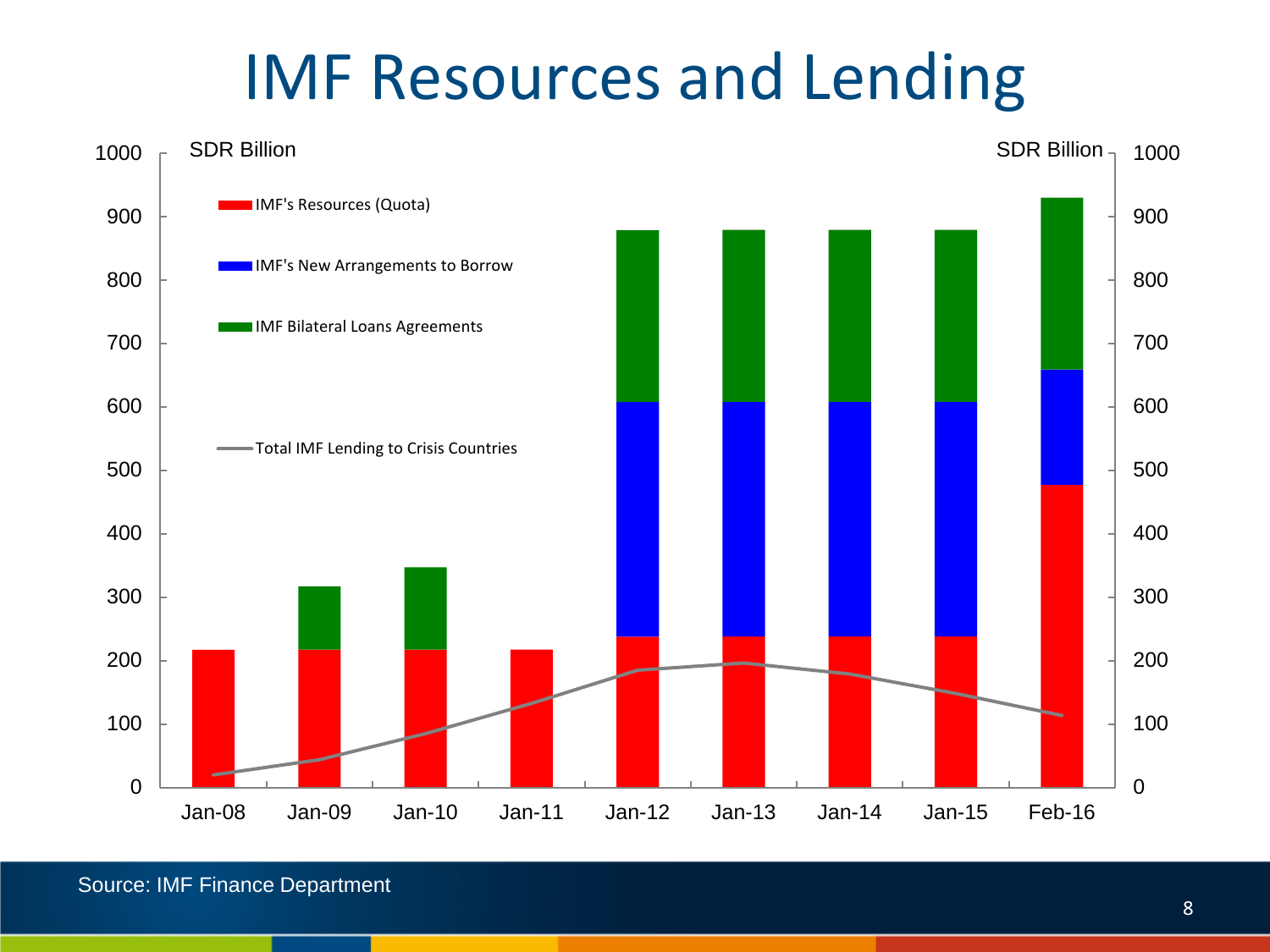# IMF Resources and Lending

SDR Billion

- IMF's Resources (Quota)
- IMF's New Arrangements to Borrow
- IMF Bilateral Loans Agreements
- Total IMF Lending to Crisis Countries

Jan-08, Jan-09, Jan-10, Jan-11, Jan-12, Jan-13, Jan-14, Jan-15, Feb-16

Source: IMF Finance Department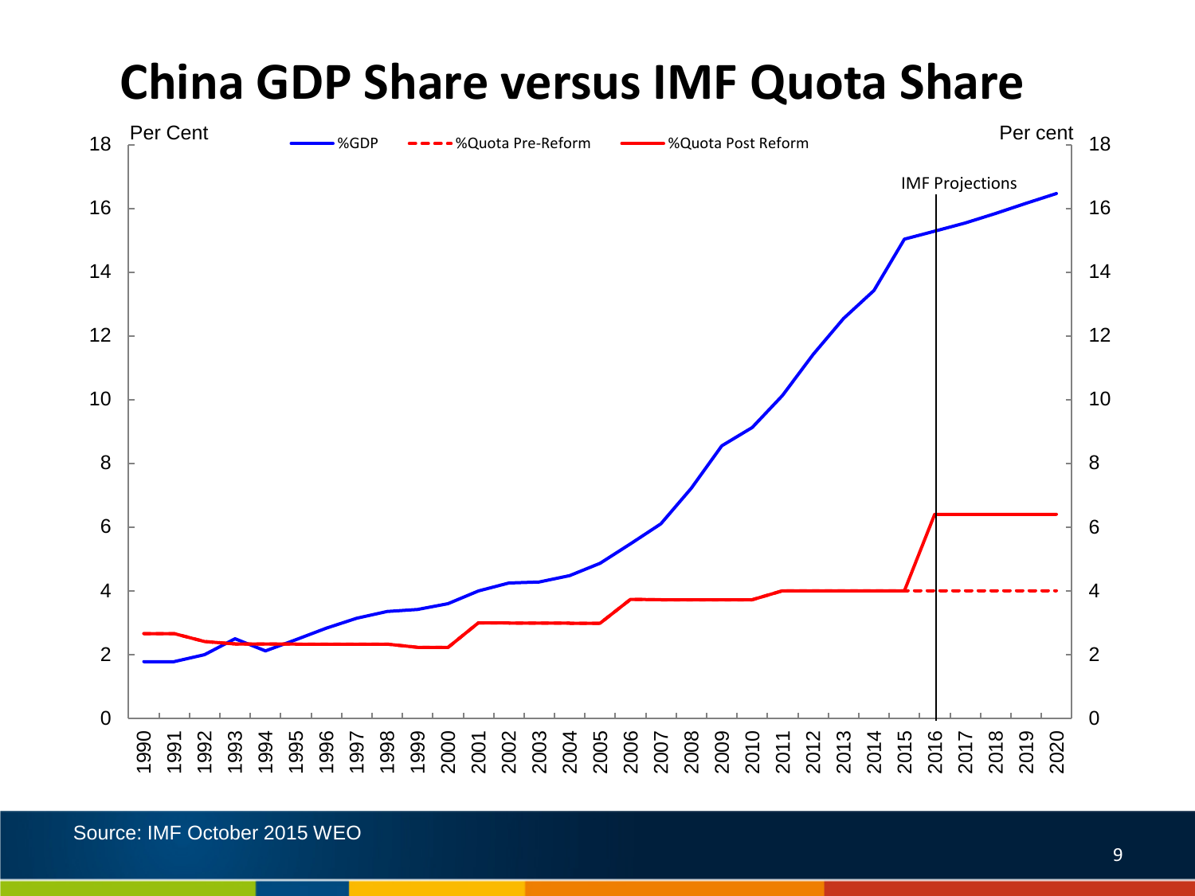# China GDP Share versus IMF Quota Share

Per Cent

Per cent

%GDP

%Quota Pre-Reform

%Quota Post Reform

IMF Projections

0
2
4
6
8
10
12
14
16
18

1990
1991
1992
1993
1994
1995
1996
1997
1998
1999
2000
2001
2002
2003
2004
2005
2006
2007
2008
2009
2010
2011
2012
2013
2014
2015
2016
2017
2018
2019
2020

Source: IMF October 2015 WEO